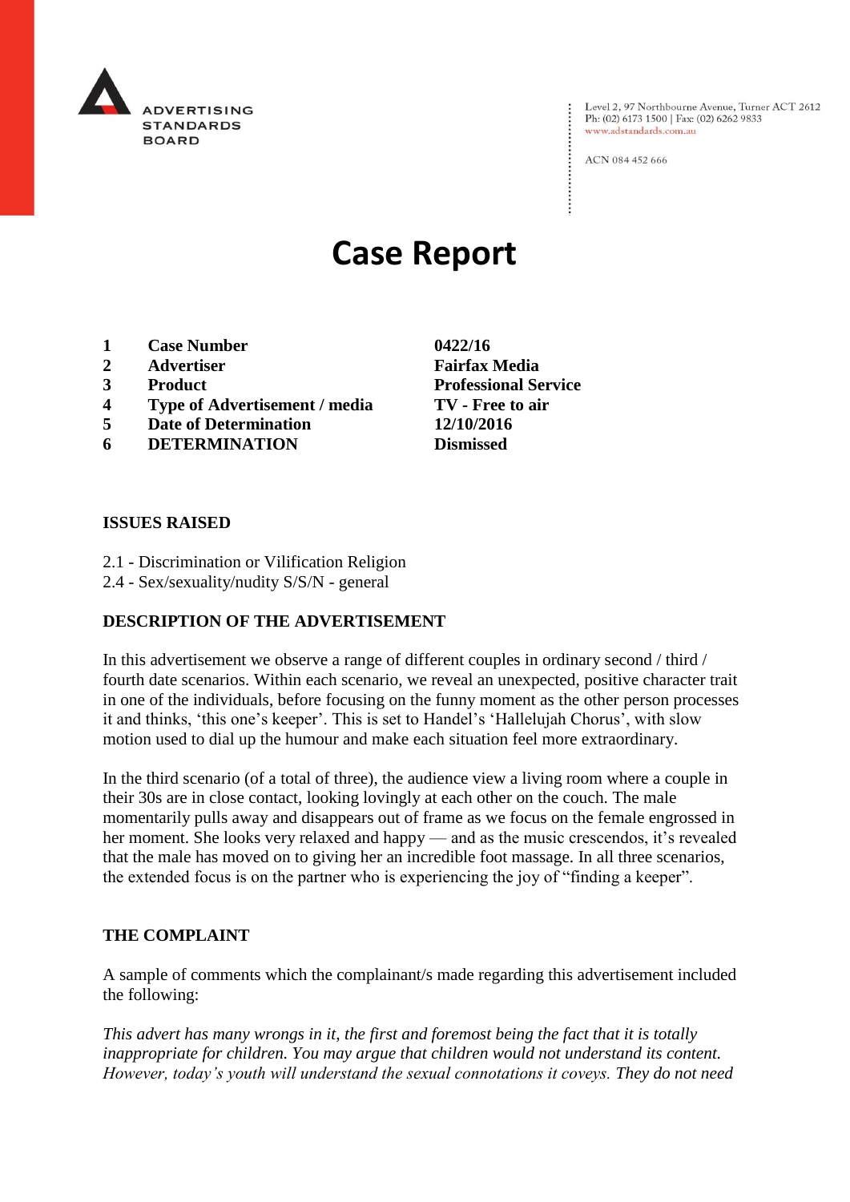# Case Report

| | | |
|---|---|---|
| 1 | **Case Number** | **0422/16** |
| 2 | **Advertiser** | **Fairfax Media** |
| 3 | **Product** | **Professional Service** |
| 4 | **Type of Advertisement / media** | **TV - Free to air** |
| 5 | **Date of Determination** | **12/10/2016** |
| 6 | **DETERMINATION** | **Dismissed** |

## ISSUES RAISED

2.1 - Discrimination or Vilification Religion
2.4 - Sex/sexuality/nudity S/S/N - general

## DESCRIPTION OF THE ADVERTISEMENT

In this advertisement we observe a range of different couples in ordinary second / third / fourth date scenarios. Within each scenario, we reveal an unexpected, positive character trait in one of the individuals, before focusing on the funny moment as the other person processes it and thinks, 'this one's keeper'. This is set to Handel's 'Hallelujah Chorus', with slow motion used to dial up the humour and make each situation feel more extraordinary.

In the third scenario (of a total of three), the audience view a living room where a couple in their 30s are in close contact, looking lovingly at each other on the couch. The male momentarily pulls away and disappears out of frame as we focus on the female engrossed in her moment. She looks very relaxed and happy — and as the music crescendos, it's revealed that the male has moved on to giving her an incredible foot massage. In all three scenarios, the extended focus is on the partner who is experiencing the joy of "finding a keeper".

## THE COMPLAINT

A sample of comments which the complainant/s made regarding this advertisement included the following:

*This advert has many wrongs in it, the first and foremost being the fact that it is totally inappropriate for children. You may argue that children would not understand its content. However, today's youth will understand the sexual connotations it coveys. They do not need*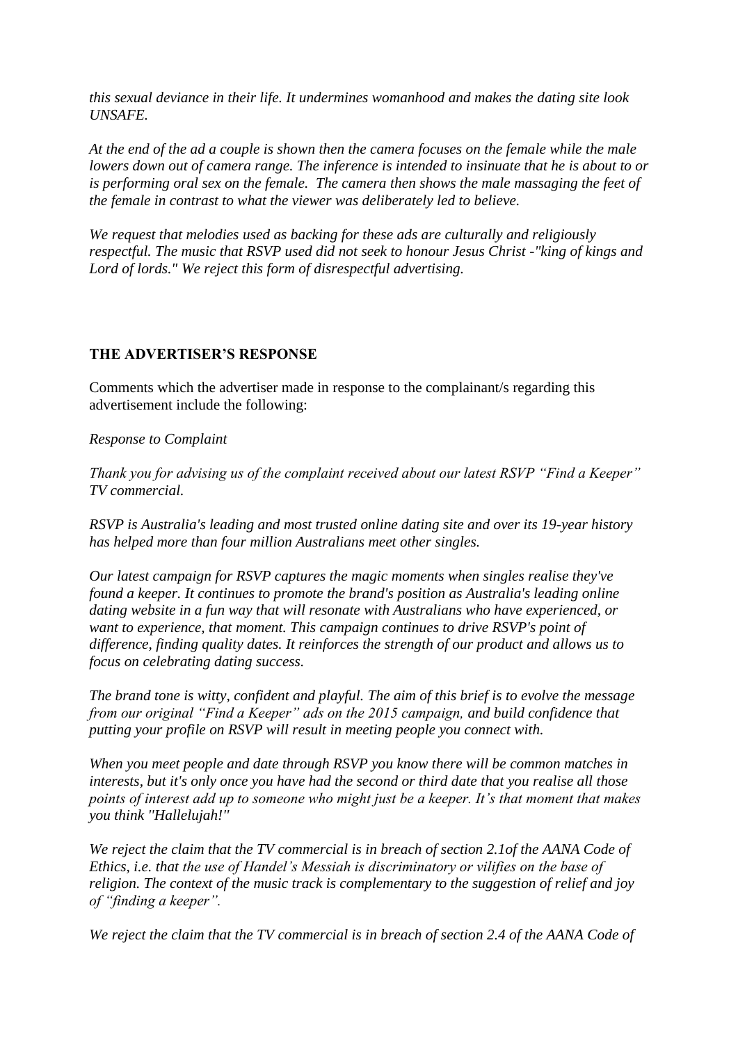*this sexual deviance in their life. It undermines womanhood and makes the dating site look UNSAFE.*

*At the end of the ad a couple is shown then the camera focuses on the female while the male lowers down out of camera range. The inference is intended to insinuate that he is about to or is performing oral sex on the female. The camera then shows the male massaging the feet of the female in contrast to what the viewer was deliberately led to believe.*

*We request that melodies used as backing for these ads are culturally and religiously respectful. The music that RSVP used did not seek to honour Jesus Christ -"king of kings and Lord of lords." We reject this form of disrespectful advertising.*

**THE ADVERTISER'S RESPONSE**

Comments which the advertiser made in response to the complainant/s regarding this advertisement include the following:

*Response to Complaint*

*Thank you for advising us of the complaint received about our latest RSVP "Find a Keeper" TV commercial.*

*RSVP is Australia's leading and most trusted online dating site and over its 19-year history has helped more than four million Australians meet other singles.*

*Our latest campaign for RSVP captures the magic moments when singles realise they've found a keeper. It continues to promote the brand's position as Australia's leading online dating website in a fun way that will resonate with Australians who have experienced, or want to experience, that moment. This campaign continues to drive RSVP's point of difference, finding quality dates. It reinforces the strength of our product and allows us to focus on celebrating dating success.*

*The brand tone is witty, confident and playful. The aim of this brief is to evolve the message from our original "Find a Keeper" ads on the 2015 campaign, and build confidence that putting your profile on RSVP will result in meeting people you connect with.*

*When you meet people and date through RSVP you know there will be common matches in interests, but it's only once you have had the second or third date that you realise all those points of interest add up to someone who might just be a keeper. It's that moment that makes you think "Hallelujah!"*

*We reject the claim that the TV commercial is in breach of section 2.1of the AANA Code of Ethics, i.e. that the use of Handel's Messiah is discriminatory or vilifies on the base of religion. The context of the music track is complementary to the suggestion of relief and joy of "finding a keeper".*

*We reject the claim that the TV commercial is in breach of section 2.4 of the AANA Code of*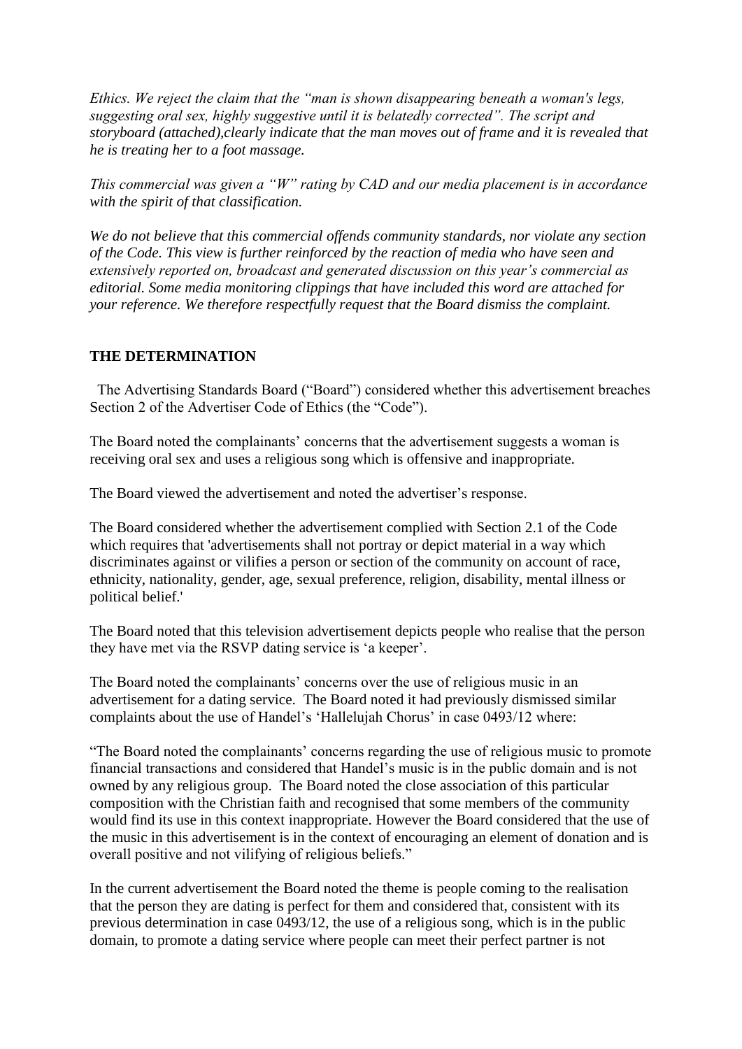*Ethics. We reject the claim that the "man is shown disappearing beneath a woman's legs, suggesting oral sex, highly suggestive until it is belatedly corrected". The script and storyboard (attached),clearly indicate that the man moves out of frame and it is revealed that he is treating her to a foot massage.*

*This commercial was given a "W" rating by CAD and our media placement is in accordance with the spirit of that classification.*

*We do not believe that this commercial offends community standards, nor violate any section of the Code. This view is further reinforced by the reaction of media who have seen and extensively reported on, broadcast and generated discussion on this year's commercial as editorial. Some media monitoring clippings that have included this word are attached for your reference. We therefore respectfully request that the Board dismiss the complaint.*

**THE DETERMINATION**

The Advertising Standards Board ("Board") considered whether this advertisement breaches Section 2 of the Advertiser Code of Ethics (the "Code").

The Board noted the complainants' concerns that the advertisement suggests a woman is receiving oral sex and uses a religious song which is offensive and inappropriate.

The Board viewed the advertisement and noted the advertiser's response.

The Board considered whether the advertisement complied with Section 2.1 of the Code which requires that 'advertisements shall not portray or depict material in a way which discriminates against or vilifies a person or section of the community on account of race, ethnicity, nationality, gender, age, sexual preference, religion, disability, mental illness or political belief.'

The Board noted that this television advertisement depicts people who realise that the person they have met via the RSVP dating service is 'a keeper'.

The Board noted the complainants' concerns over the use of religious music in an advertisement for a dating service. The Board noted it had previously dismissed similar complaints about the use of Handel's 'Hallelujah Chorus' in case 0493/12 where:

"The Board noted the complainants' concerns regarding the use of religious music to promote financial transactions and considered that Handel's music is in the public domain and is not owned by any religious group. The Board noted the close association of this particular composition with the Christian faith and recognised that some members of the community would find its use in this context inappropriate. However the Board considered that the use of the music in this advertisement is in the context of encouraging an element of donation and is overall positive and not vilifying of religious beliefs."

In the current advertisement the Board noted the theme is people coming to the realisation that the person they are dating is perfect for them and considered that, consistent with its previous determination in case 0493/12, the use of a religious song, which is in the public domain, to promote a dating service where people can meet their perfect partner is not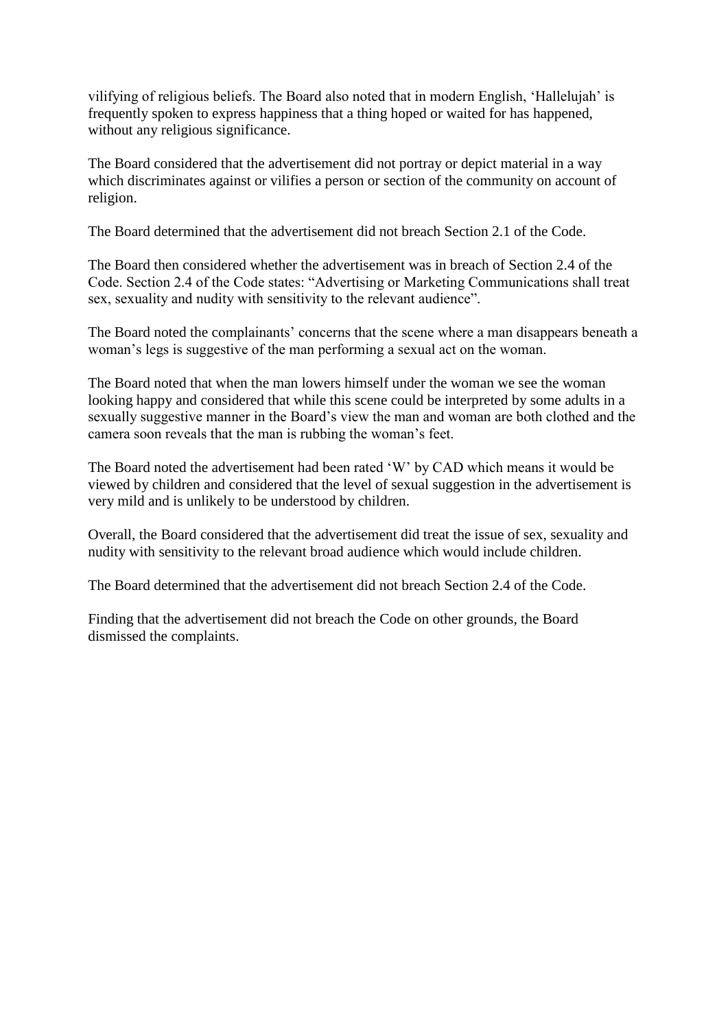vilifying of religious beliefs. The Board also noted that in modern English, 'Hallelujah' is frequently spoken to express happiness that a thing hoped or waited for has happened, without any religious significance.

The Board considered that the advertisement did not portray or depict material in a way which discriminates against or vilifies a person or section of the community on account of religion.

The Board determined that the advertisement did not breach Section 2.1 of the Code.

The Board then considered whether the advertisement was in breach of Section 2.4 of the Code. Section 2.4 of the Code states: "Advertising or Marketing Communications shall treat sex, sexuality and nudity with sensitivity to the relevant audience".

The Board noted the complainants' concerns that the scene where a man disappears beneath a woman's legs is suggestive of the man performing a sexual act on the woman.

The Board noted that when the man lowers himself under the woman we see the woman looking happy and considered that while this scene could be interpreted by some adults in a sexually suggestive manner in the Board's view the man and woman are both clothed and the camera soon reveals that the man is rubbing the woman's feet.

The Board noted the advertisement had been rated 'W' by CAD which means it would be viewed by children and considered that the level of sexual suggestion in the advertisement is very mild and is unlikely to be understood by children.

Overall, the Board considered that the advertisement did treat the issue of sex, sexuality and nudity with sensitivity to the relevant broad audience which would include children.

The Board determined that the advertisement did not breach Section 2.4 of the Code.

Finding that the advertisement did not breach the Code on other grounds, the Board dismissed the complaints.